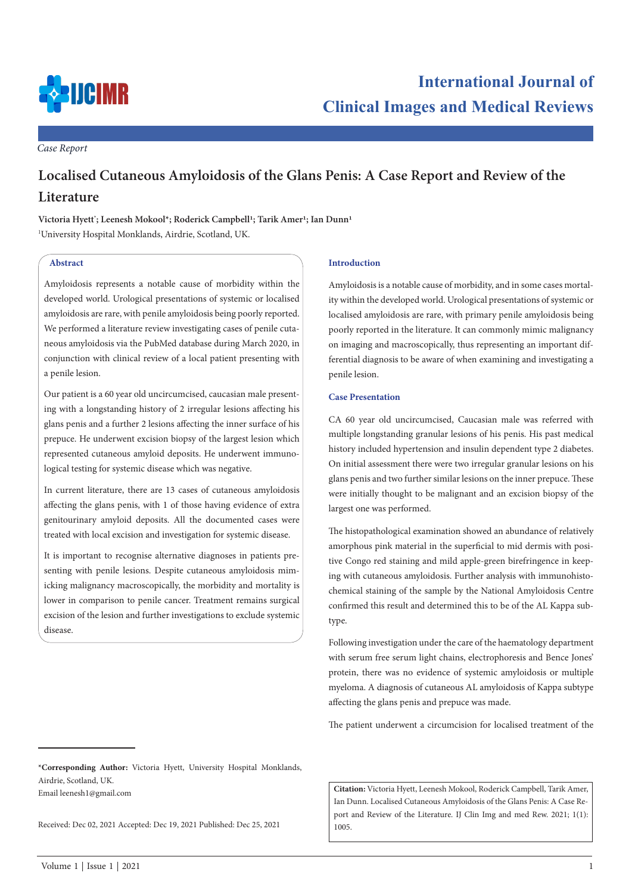*Case Report*

# Localised Cutaneous Amyloidosis of the Glans Penis: A Case Report and Review of the Literature

**Victoria Hyett*; Leenesh Mokool*; Roderick Campbell[1]; Tarik Amer[1]; Ian Dunn[1]**

[1]University Hospital Monklands, Airdrie, Scotland, UK.

## Abstract

Amyloidosis represents a notable cause of morbidity within the developed world. Urological presentations of systemic or localised amyloidosis are rare, with penile amyloidosis being poorly reported. We performed a literature review investigating cases of penile cutaneous amyloidosis via the PubMed database during March 2020, in conjunction with clinical review of a local patient presenting with a penile lesion.

Our patient is a 60 year old uncircumcised, caucasian male presenting with a longstanding history of 2 irregular lesions affecting his glans penis and a further 2 lesions affecting the inner surface of his prepuce. He underwent excision biopsy of the largest lesion which represented cutaneous amyloid deposits. He underwent immunological testing for systemic disease which was negative.

In current literature, there are 13 cases of cutaneous amyloidosis affecting the glans penis, with 1 of those having evidence of extra genitourinary amyloid deposits. All the documented cases were treated with local excision and investigation for systemic disease.

It is important to recognise alternative diagnoses in patients presenting with penile lesions. Despite cutaneous amyloidosis mimicking malignancy macroscopically, the morbidity and mortality is lower in comparison to penile cancer. Treatment remains surgical excision of the lesion and further investigations to exclude systemic disease.

## Introduction

Amyloidosis is a notable cause of morbidity, and in some cases mortality within the developed world. Urological presentations of systemic or localised amyloidosis are rare, with primary penile amyloidosis being poorly reported in the literature. It can commonly mimic malignancy on imaging and macroscopically, thus representing an important differential diagnosis to be aware of when examining and investigating a penile lesion.

## Case Presentation

CA 60 year old uncircumcised, Caucasian male was referred with multiple longstanding granular lesions of his penis. His past medical history included hypertension and insulin dependent type 2 diabetes. On initial assessment there were two irregular granular lesions on his glans penis and two further similar lesions on the inner prepuce. These were initially thought to be malignant and an excision biopsy of the largest one was performed.

The histopathological examination showed an abundance of relatively amorphous pink material in the superficial to mid dermis with positive Congo red staining and mild apple-green birefringence in keeping with cutaneous amyloidosis. Further analysis with immunohistochemical staining of the sample by the National Amyloidosis Centre confirmed this result and determined this to be of the AL Kappa subtype.

Following investigation under the care of the haematology department with serum free serum light chains, electrophoresis and Bence Jones' protein, there was no evidence of systemic amyloidosis or multiple myeloma. A diagnosis of cutaneous AL amyloidosis of Kappa subtype affecting the glans penis and prepuce was made.

The patient underwent a circumcision for localised treatment of the

---

***Corresponding Author:** Victoria Hyett, University Hospital Monklands, Airdrie, Scotland, UK.
Email leenesh1@gmail.com

Received: Dec 02, 2021 Accepted: Dec 19, 2021 Published: Dec 25, 2021

**Citation:** Victoria Hyett, Leenesh Mokool, Roderick Campbell, Tarik Amer, Ian Dunn. Localised Cutaneous Amyloidosis of the Glans Penis: A Case Report and Review of the Literature. IJ Clin Img and med Rew. 2021; 1(1): 1005.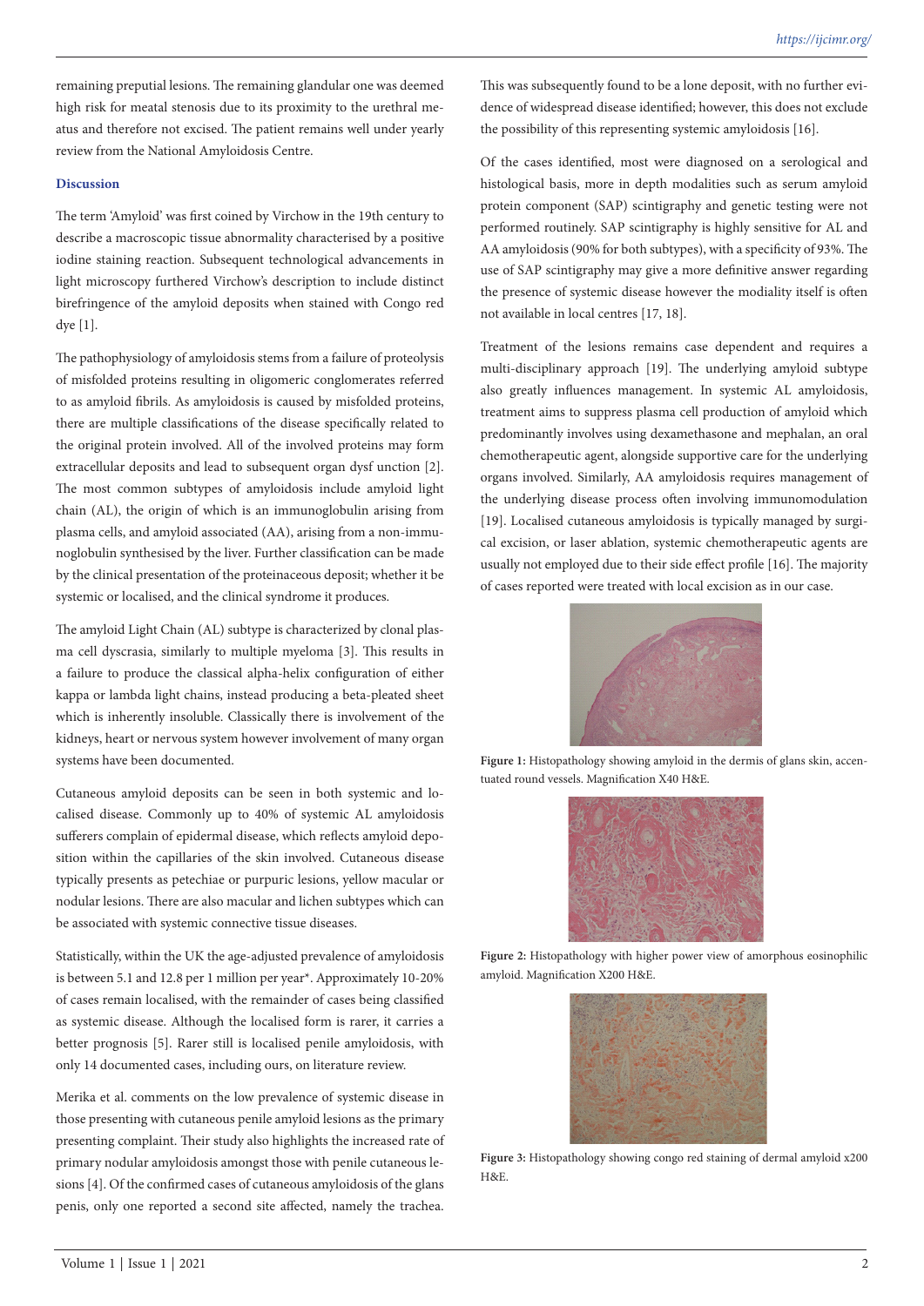remaining preputial lesions. The remaining glandular one was deemed high risk for meatal stenosis due to its proximity to the urethral meatus and therefore not excised. The patient remains well under yearly review from the National Amyloidosis Centre.

## Discussion

The term 'Amyloid' was first coined by Virchow in the 19th century to describe a macroscopic tissue abnormality characterised by a positive iodine staining reaction. Subsequent technological advancements in light microscopy furthered Virchow's description to include distinct birefringence of the amyloid deposits when stained with Congo red dye [1].

The pathophysiology of amyloidosis stems from a failure of proteolysis of misfolded proteins resulting in oligomeric conglomerates referred to as amyloid fibrils. As amyloidosis is caused by misfolded proteins, there are multiple classifications of the disease specifically related to the original protein involved. All of the involved proteins may form extracellular deposits and lead to subsequent organ dysf unction [2]. The most common subtypes of amyloidosis include amyloid light chain (AL), the origin of which is an immunoglobulin arising from plasma cells, and amyloid associated (AA), arising from a non-immunoglobulin synthesised by the liver. Further classification can be made by the clinical presentation of the proteinaceous deposit; whether it be systemic or localised, and the clinical syndrome it produces.

The amyloid Light Chain (AL) subtype is characterized by clonal plasma cell dyscrasia, similarly to multiple myeloma [3]. This results in a failure to produce the classical alpha-helix configuration of either kappa or lambda light chains, instead producing a beta-pleated sheet which is inherently insoluble. Classically there is involvement of the kidneys, heart or nervous system however involvement of many organ systems have been documented.

Cutaneous amyloid deposits can be seen in both systemic and localised disease. Commonly up to 40% of systemic AL amyloidosis sufferers complain of epidermal disease, which reflects amyloid deposition within the capillaries of the skin involved. Cutaneous disease typically presents as petechiae or purpuric lesions, yellow macular or nodular lesions. There are also macular and lichen subtypes which can be associated with systemic connective tissue diseases.

Statistically, within the UK the age-adjusted prevalence of amyloidosis is between 5.1 and 12.8 per 1 million per year*. Approximately 10-20% of cases remain localised, with the remainder of cases being classified as systemic disease. Although the localised form is rarer, it carries a better prognosis [5]. Rarer still is localised penile amyloidosis, with only 14 documented cases, including ours, on literature review.

Merika et al. comments on the low prevalence of systemic disease in those presenting with cutaneous penile amyloid lesions as the primary presenting complaint. Their study also highlights the increased rate of primary nodular amyloidosis amongst those with penile cutaneous lesions [4]. Of the confirmed cases of cutaneous amyloidosis of the glans penis, only one reported a second site affected, namely the trachea. This was subsequently found to be a lone deposit, with no further evidence of widespread disease identified; however, this does not exclude the possibility of this representing systemic amyloidosis [16].

Of the cases identified, most were diagnosed on a serological and histological basis, more in depth modalities such as serum amyloid protein component (SAP) scintigraphy and genetic testing were not performed routinely. SAP scintigraphy is highly sensitive for AL and AA amyloidosis (90% for both subtypes), with a specificity of 93%. The use of SAP scintigraphy may give a more definitive answer regarding the presence of systemic disease however the modiality itself is often not available in local centres [17, 18].

Treatment of the lesions remains case dependent and requires a multi-disciplinary approach [19]. The underlying amyloid subtype also greatly influences management. In systemic AL amyloidosis, treatment aims to suppress plasma cell production of amyloid which predominantly involves using dexamethasone and mephalan, an oral chemotherapeutic agent, alongside supportive care for the underlying organs involved. Similarly, AA amyloidosis requires management of the underlying disease process often involving immunomodulation [19]. Localised cutaneous amyloidosis is typically managed by surgical excision, or laser ablation, systemic chemotherapeutic agents are usually not employed due to their side effect profile [16]. The majority of cases reported were treated with local excision as in our case.

**Figure 1:** Histopathology showing amyloid in the dermis of glans skin, accentuated round vessels. Magnification X40 H&E.

**Figure 2:** Histopathology with higher power view of amorphous eosinophilic amyloid. Magnification X200 H&E.

**Figure 3:** Histopathology showing congo red staining of dermal amyloid x200 H&E.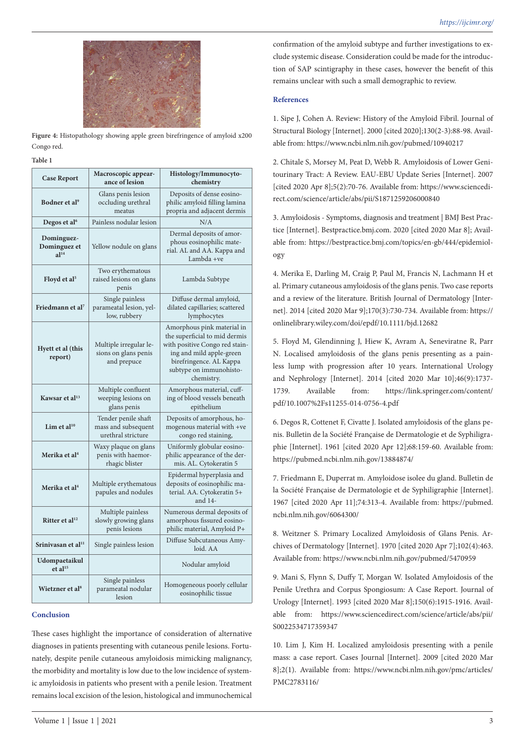Figure 4: Histopathology showing apple green birefringence of amyloid x200 Congo red.

Table 1

| Case Report | Macroscopic appearance of lesion | Histology/Immunocytochemistry |
|---|---|---|
| Bodner et al[9] | Glans penis lesion occluding urethral meatus | Deposits of dense eosinophilic amyloid filling lamina propria and adjacent dermis |
| Degos et al[6] | Painless nodular lesion | N/A |
| Dominguez-Dominguez et al[14] | Yellow nodule on glans | Dermal deposits of amorphous eosinophilic material. AL and AA. Kappa and Lambda +ve |
| Floyd et al[5] | Two erythematous raised lesions on glans penis | Lambda Subtype |
| Friedmann et al[7] | Single painless parameatal lesion, yellow, rubbery | Diffuse dermal amyloid, dilated capillaries; scattered lymphocytes |
| Hyett et al (this report) | Multiple irregular lesions on glans penis and prepuce | Amorphous pink material in the superficial to mid dermis with positive Congo red staining and mild apple-green birefringence. AL Kappa subtype on immunohistochemistry. |
| Kawsar et al[13] | Multiple confluent weeping lesions on glans penis | Amorphous material, cuffing of blood vessels beneath epithelium |
| Lim et al[10] | Tender penile shaft mass and subsequent urethral stricture | Deposits of amorphous, homogenous material with +ve congo red staining, |
| Merika et al[4] | Waxy plaque on glans penis with haemorrhagic blister | Uniformly globular eosinophilic appearance of the dermis. AL. Cytokeratin 5 |
| Merika et al[4] | Multiple erythematous papules and nodules | Epidermal hyperplasia and deposits of eosinophilic material. AA. Cytokeratin 5+ and 14- |
| Ritter et al[12] | Multiple painless slowly growing glans penis lesions | Numerous dermal deposits of amorphous fissured eosinophilic material, Amyloid P+ |
| Srinivasan et al[11] | Single painless lesion | Diffuse Subcutaneous Amyloid. AA |
| Udompaetaikul et al[15] | | Nodular amyloid |
| Wietzner et al[8] | Single painless parameatal nodular lesion | Homogeneous poorly cellular eosinophilic tissue |

## Conclusion

These cases highlight the importance of consideration of alternative diagnoses in patients presenting with cutaneous penile lesions. Fortunately, despite penile cutaneous amyloidosis mimicking malignancy, the morbidity and mortality is low due to the low incidence of systemic amyloidosis in patients who present with a penile lesion. Treatment remains local excision of the lesion, histological and immunochemical confirmation of the amyloid subtype and further investigations to exclude systemic disease. Consideration could be made for the introduction of SAP scintigraphy in these cases, however the benefit of this remains unclear with such a small demographic to review.

## References

1. Sipe J, Cohen A. Review: History of the Amyloid Fibril. Journal of Structural Biology [Internet]. 2000 [cited 2020];130(2-3):88-98. Available from: https://www.ncbi.nlm.nih.gov/pubmed/10940217

2. Chitale S, Morsey M, Peat D, Webb R. Amyloidosis of Lower Genitourinary Tract: A Review. EAU-EBU Update Series [Internet]. 2007 [cited 2020 Apr 8];5(2):70-76. Available from: https://www.sciencedirect.com/science/article/abs/pii/S1871259206000840

3. Amyloidosis - Symptoms, diagnosis and treatment | BMJ Best Practice [Internet]. Bestpractice.bmj.com. 2020 [cited 2020 Mar 8]; Available from: https://bestpractice.bmj.com/topics/en-gb/444/epidemiology

4. Merika E, Darling M, Craig P, Paul M, Francis N, Lachmann H et al. Primary cutaneous amyloidosis of the glans penis. Two case reports and a review of the literature. British Journal of Dermatology [Internet]. 2014 [cited 2020 Mar 9];170(3):730-734. Available from: https://onlinelibrary.wiley.com/doi/epdf/10.1111/bjd.12682

5. Floyd M, Glendinning J, Hiew K, Avram A, Seneviratne R, Parr N. Localised amyloidosis of the glans penis presenting as a painless lump with progression after 10 years. International Urology and Nephrology [Internet]. 2014 [cited 2020 Mar 10];46(9):1737-1739. Available from: https://link.springer.com/content/pdf/10.1007%2Fs11255-014-0756-4.pdf

6. Degos R, Cottenet F, Civatte J. Isolated amyloidosis of the glans penis. Bulletin de la Société Française de Dermatologie et de Syphiligraphie [Internet]. 1961 [cited 2020 Apr 12];68:159-60. Available from: https://pubmed.ncbi.nlm.nih.gov/13884874/

7. Friedmann E, Duperrat m. Amyloidose isolee du gland. Bulletin de la Société Française de Dermatologie et de Syphiligraphie [Internet]. 1967 [cited 2020 Apr 11];74:313-4. Available from: https://pubmed.ncbi.nlm.nih.gov/6064300/

8. Weitzner S. Primary Localized Amyloidosis of Glans Penis. Archives of Dermatology [Internet]. 1970 [cited 2020 Apr 7];102(4):463. Available from: https://www.ncbi.nlm.nih.gov/pubmed/5470959

9. Mani S, Flynn S, Duffy T, Morgan W. Isolated Amyloidosis of the Penile Urethra and Corpus Spongiosum: A Case Report. Journal of Urology [Internet]. 1993 [cited 2020 Mar 8];150(6):1915-1916. Available from: https://www.sciencedirect.com/science/article/abs/pii/S0022534717359347

10. Lim J, Kim H. Localized amyloidosis presenting with a penile mass: a case report. Cases Journal [Internet]. 2009 [cited 2020 Mar 8];2(1). Available from: https://www.ncbi.nlm.nih.gov/pmc/articles/PMC2783116/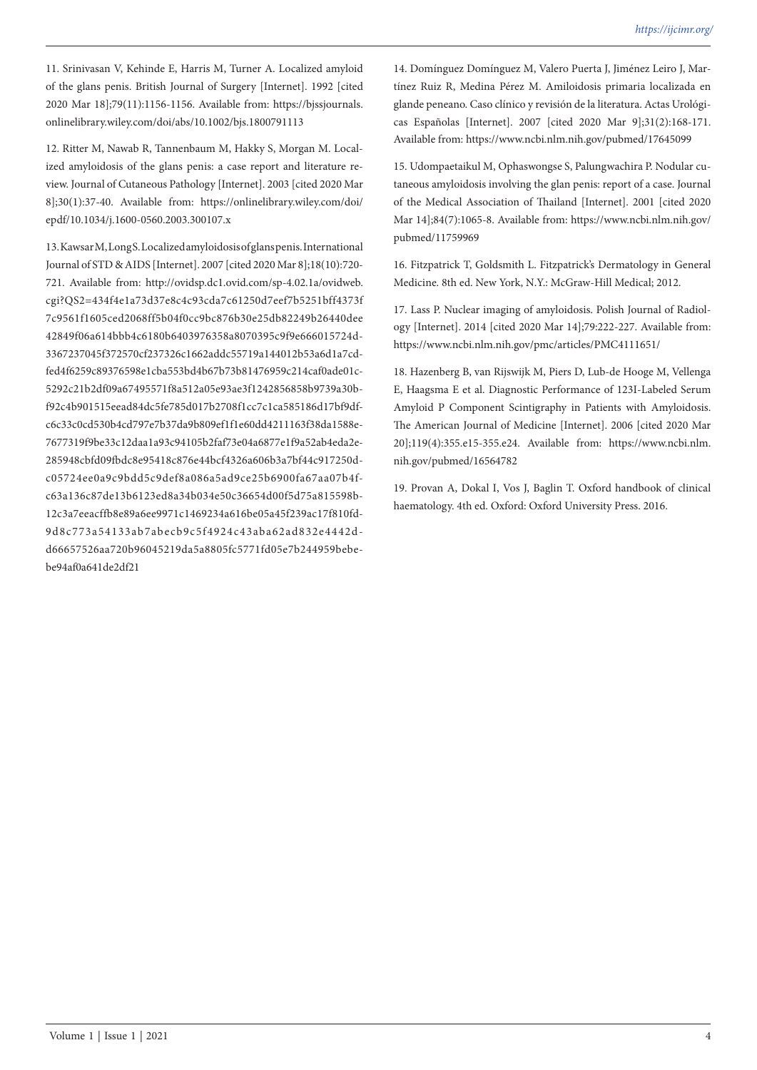11. Srinivasan V, Kehinde E, Harris M, Turner A. Localized amyloid of the glans penis. British Journal of Surgery [Internet]. 1992 [cited 2020 Mar 18];79(11):1156-1156. Available from: https://bjssjournals.onlinelibrary.wiley.com/doi/abs/10.1002/bjs.1800791113

12. Ritter M, Nawab R, Tannenbaum M, Hakky S, Morgan M. Localized amyloidosis of the glans penis: a case report and literature review. Journal of Cutaneous Pathology [Internet]. 2003 [cited 2020 Mar 8];30(1):37-40. Available from: https://onlinelibrary.wiley.com/doi/epdf/10.1034/j.1600-0560.2003.300107.x

13. Kawsar M, Long S. Localized amyloidosis of glans penis. International Journal of STD & AIDS [Internet]. 2007 [cited 2020 Mar 8];18(10):720-721. Available from: http://ovidsp.dc1.ovid.com/sp-4.02.1a/ovidweb.cgi?QS2=434f4e1a73d37e8c4c93cda7c61250d7eef7b5251bff4373f7c9561f1605ced2068ff5b04f0cc9bc876b30e25db82249b26440dee42849f06a614bbb4c6180b6403976358a8070395c9f9e666015724d-3367237045f372570cf237326c1662addc55719a144012b53a6d1a7cdfed4f6259c89376598e1cba553bd4b67b73b81476959c214caf0ade01c-5292c21b2df09a67495571f8a512a05e93ae3f1242856858b9739a30bf92c4b901515eead84dc5fe785d017b2708f1cc7c1ca585186d17bf9dfc6c33c0cd530b4cd797e7b37da9b809ef1f1e60dd4211163f38da1588e-7677319f9be33c12daa1a93c94105b2faf73e04a6877e1f9a52ab4eda2e-285948cbfd09fbdc8e95418c876e44bcf4326a606b3a7bf44c917250dc05724ee0a9c9bdd5c9def8a086a5ad9ce25b6900fa67aa07b4fc63a136c87de13b6123ed8a34b034e50c36654d00f5d75a815598b-12c3a7eeacffb8e89a6ee9971c1469234a616be05a45f239ac17f810fd-9d8c773a54133ab7abecb9c5f4924c43aba62ad832e4442dd66657526aa720b96045219da5a8805fc5771fd05e7b244959bebebe94af0a641de2df21

14. Domínguez Domínguez M, Valero Puerta J, Jiménez Leiro J, Martínez Ruiz R, Medina Pérez M. Amiloidosis primaria localizada en glande peneano. Caso clínico y revisión de la literatura. Actas Urológicas Españolas [Internet]. 2007 [cited 2020 Mar 9];31(2):168-171. Available from: https://www.ncbi.nlm.nih.gov/pubmed/17645099

15. Udompaetaikul M, Ophaswongse S, Palungwachira P. Nodular cutaneous amyloidosis involving the glan penis: report of a case. Journal of the Medical Association of Thailand [Internet]. 2001 [cited 2020 Mar 14];84(7):1065-8. Available from: https://www.ncbi.nlm.nih.gov/pubmed/11759969

16. Fitzpatrick T, Goldsmith L. Fitzpatrick's Dermatology in General Medicine. 8th ed. New York, N.Y.: McGraw-Hill Medical; 2012.

17. Lass P. Nuclear imaging of amyloidosis. Polish Journal of Radiology [Internet]. 2014 [cited 2020 Mar 14];79:222-227. Available from: https://www.ncbi.nlm.nih.gov/pmc/articles/PMC4111651/

18. Hazenberg B, van Rijswijk M, Piers D, Lub-de Hooge M, Vellenga E, Haagsma E et al. Diagnostic Performance of 123I-Labeled Serum Amyloid P Component Scintigraphy in Patients with Amyloidosis. The American Journal of Medicine [Internet]. 2006 [cited 2020 Mar 20];119(4):355.e15-355.e24. Available from: https://www.ncbi.nlm.nih.gov/pubmed/16564782

19. Provan A, Dokal I, Vos J, Baglin T. Oxford handbook of clinical haematology. 4th ed. Oxford: Oxford University Press. 2016.